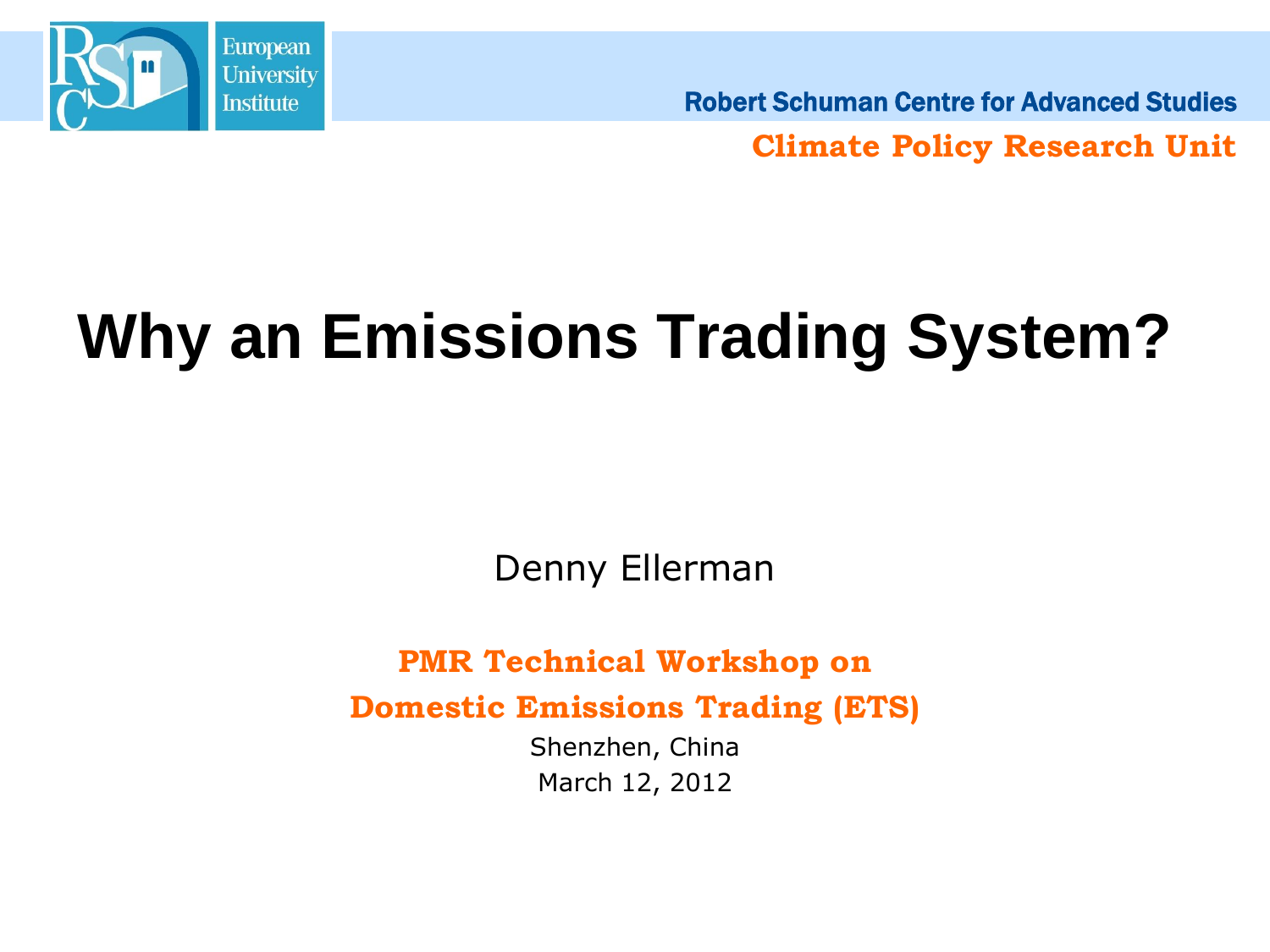European University Institute

Robert Schuman Centre for Advanced Studies

**Climate Policy Research Unit**

# Why an Emissions Trading System?

Denny Ellerman

**PMR Technical Workshop on Domestic Emissions Trading (ETS)**

Shenzhen, China

March 12, 2012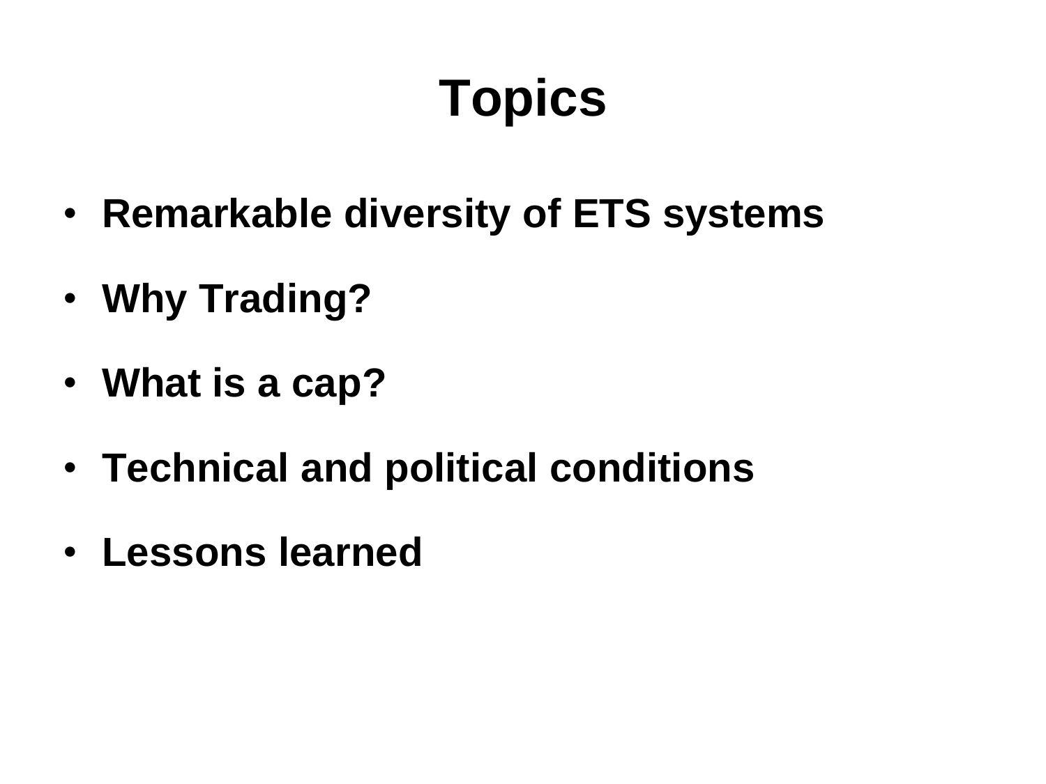# Topics

- **Remarkable diversity of ETS systems**
- **Why Trading?**
- **What is a cap?**
- **Technical and political conditions**
- **Lessons learned**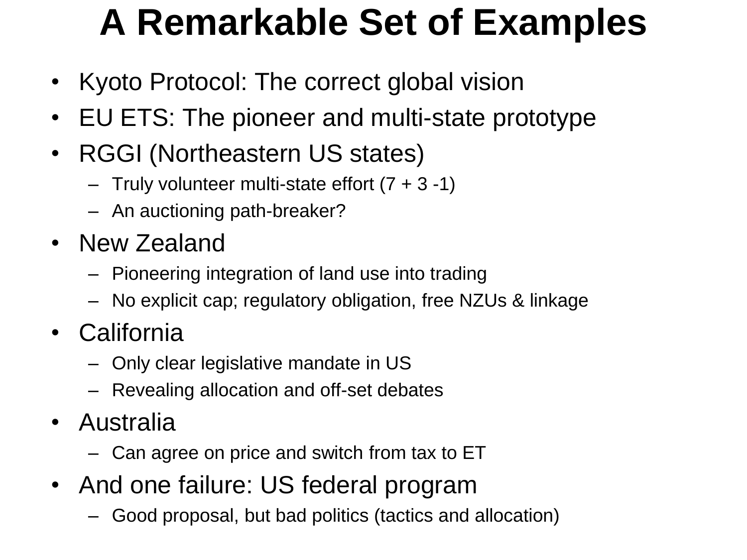# A Remarkable Set of Examples

- Kyoto Protocol: The correct global vision
- EU ETS: The pioneer and multi-state prototype
- RGGI (Northeastern US states)
  - Truly volunteer multi-state effort (7 + 3 -1)
  - An auctioning path-breaker?
- New Zealand
  - Pioneering integration of land use into trading
  - No explicit cap; regulatory obligation, free NZUs & linkage
- California
  - Only clear legislative mandate in US
  - Revealing allocation and off-set debates
- Australia
  - Can agree on price and switch from tax to ET
- And one failure: US federal program
  - Good proposal, but bad politics (tactics and allocation)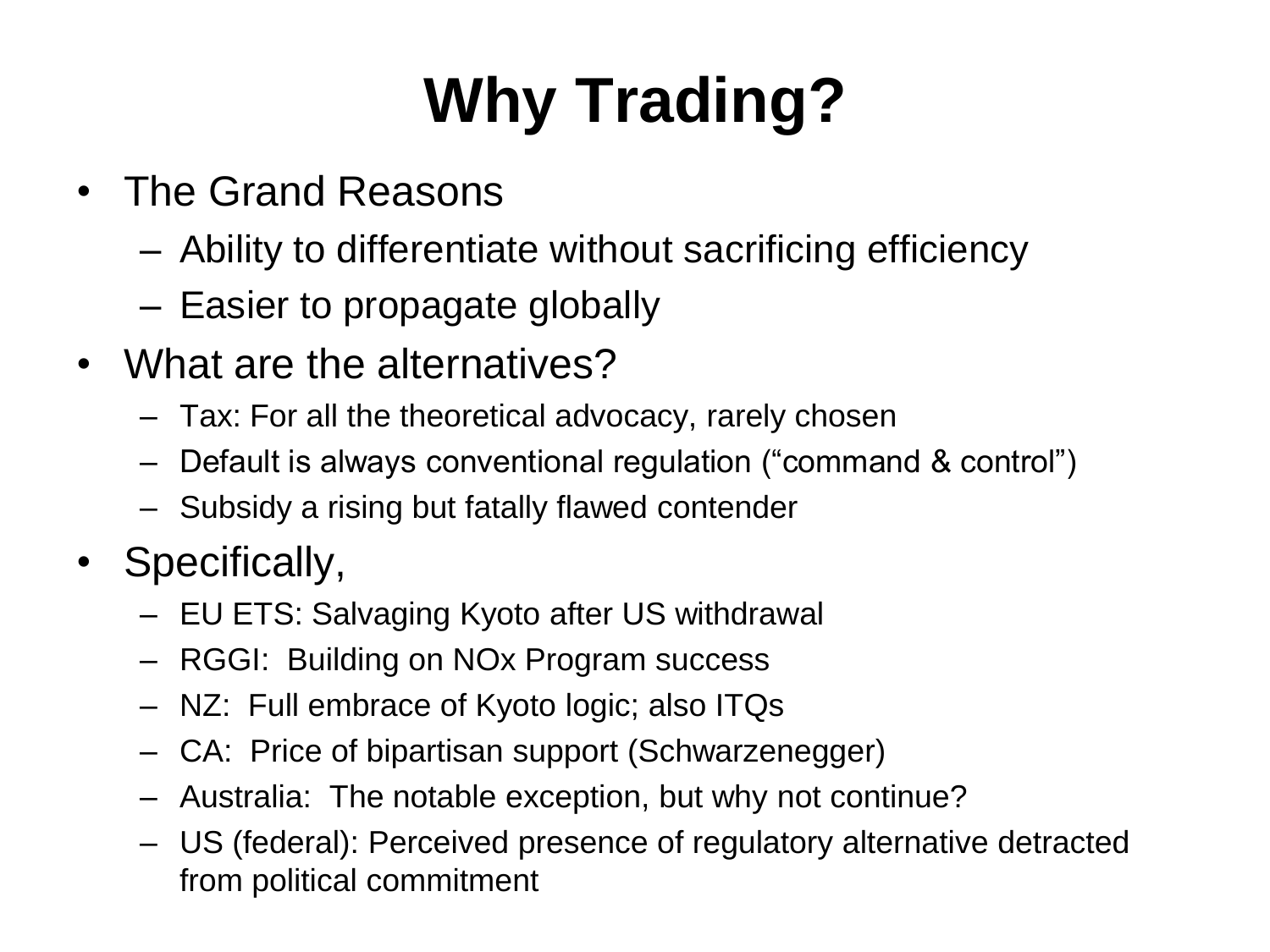# Why Trading?

- The Grand Reasons
  - Ability to differentiate without sacrificing efficiency
  - Easier to propagate globally
- What are the alternatives?
  - Tax: For all the theoretical advocacy, rarely chosen
  - Default is always conventional regulation (“command & control”)
  - Subsidy a rising but fatally flawed contender
- Specifically,
  - EU ETS: Salvaging Kyoto after US withdrawal
  - RGGI: Building on NOx Program success
  - NZ: Full embrace of Kyoto logic; also ITQs
  - CA: Price of bipartisan support (Schwarzenegger)
  - Australia: The notable exception, but why not continue?
  - US (federal): Perceived presence of regulatory alternative detracted from political commitment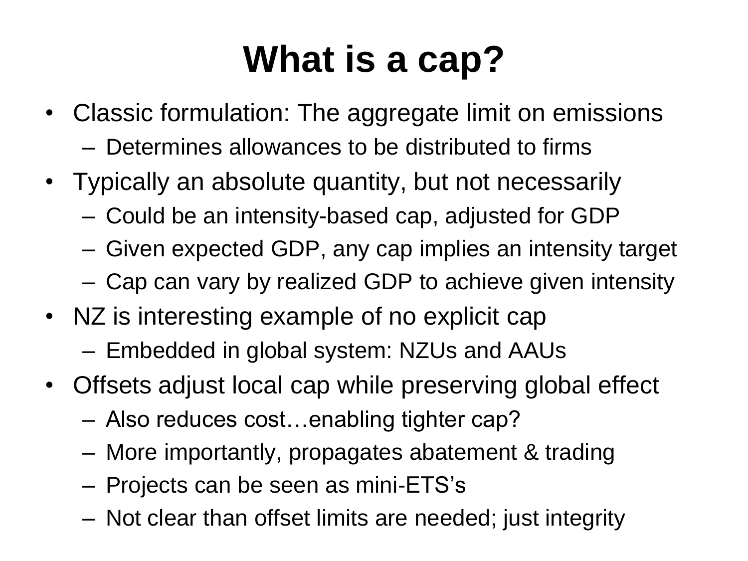# What is a cap?

- Classic formulation: The aggregate limit on emissions
  - Determines allowances to be distributed to firms
- Typically an absolute quantity, but not necessarily
  - Could be an intensity-based cap, adjusted for GDP
  - Given expected GDP, any cap implies an intensity target
  - Cap can vary by realized GDP to achieve given intensity
- NZ is interesting example of no explicit cap
  - Embedded in global system: NZUs and AAUs
- Offsets adjust local cap while preserving global effect
  - Also reduces cost…enabling tighter cap?
  - More importantly, propagates abatement & trading
  - Projects can be seen as mini-ETS's
  - Not clear than offset limits are needed; just integrity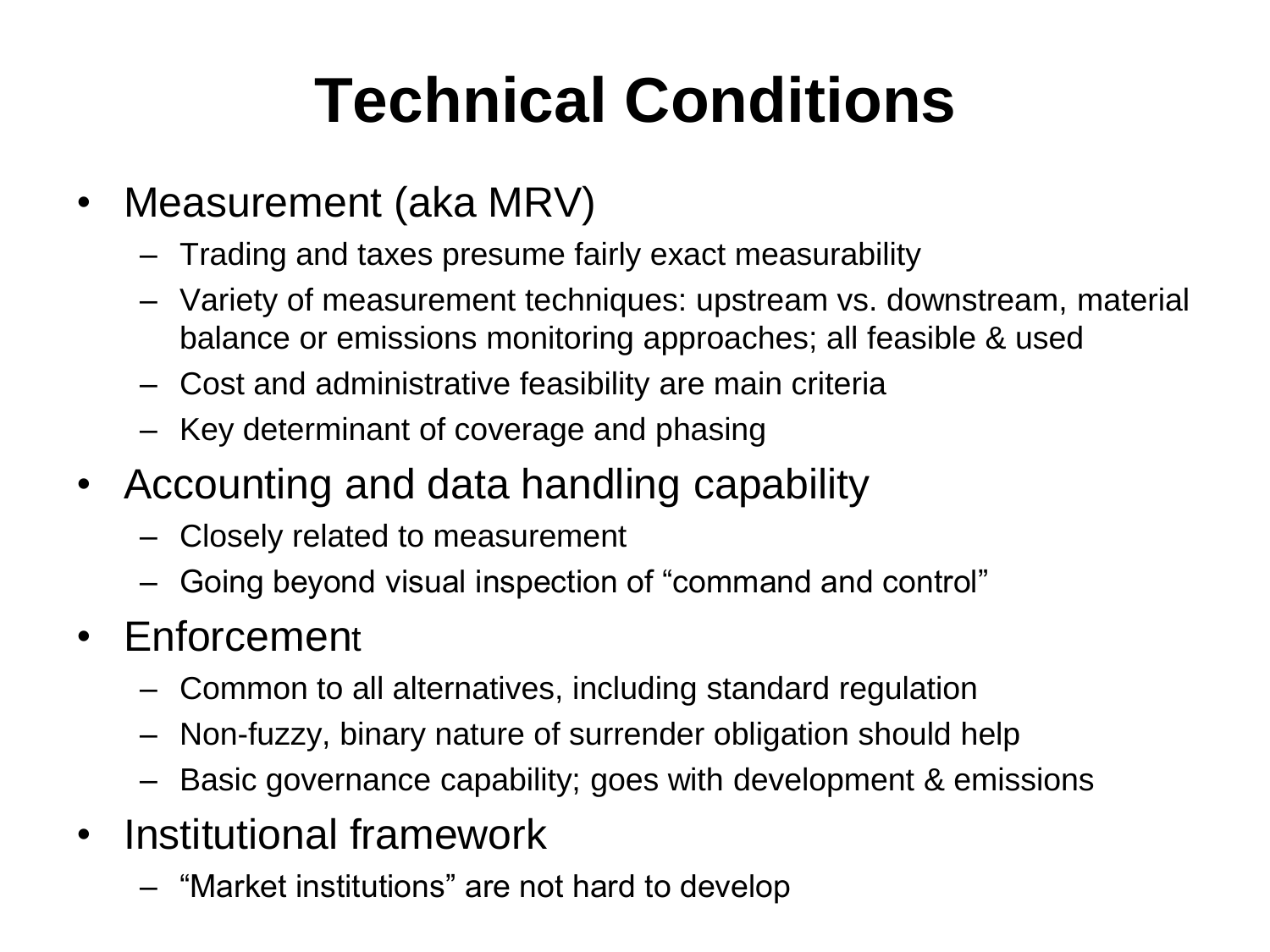# Technical Conditions

- Measurement (aka MRV)
  - Trading and taxes presume fairly exact measurability
  - Variety of measurement techniques: upstream vs. downstream, material balance or emissions monitoring approaches; all feasible & used
  - Cost and administrative feasibility are main criteria
  - Key determinant of coverage and phasing
- Accounting and data handling capability
  - Closely related to measurement
  - Going beyond visual inspection of "command and control"
- Enforcement
  - Common to all alternatives, including standard regulation
  - Non-fuzzy, binary nature of surrender obligation should help
  - Basic governance capability; goes with development & emissions
- Institutional framework
  - "Market institutions" are not hard to develop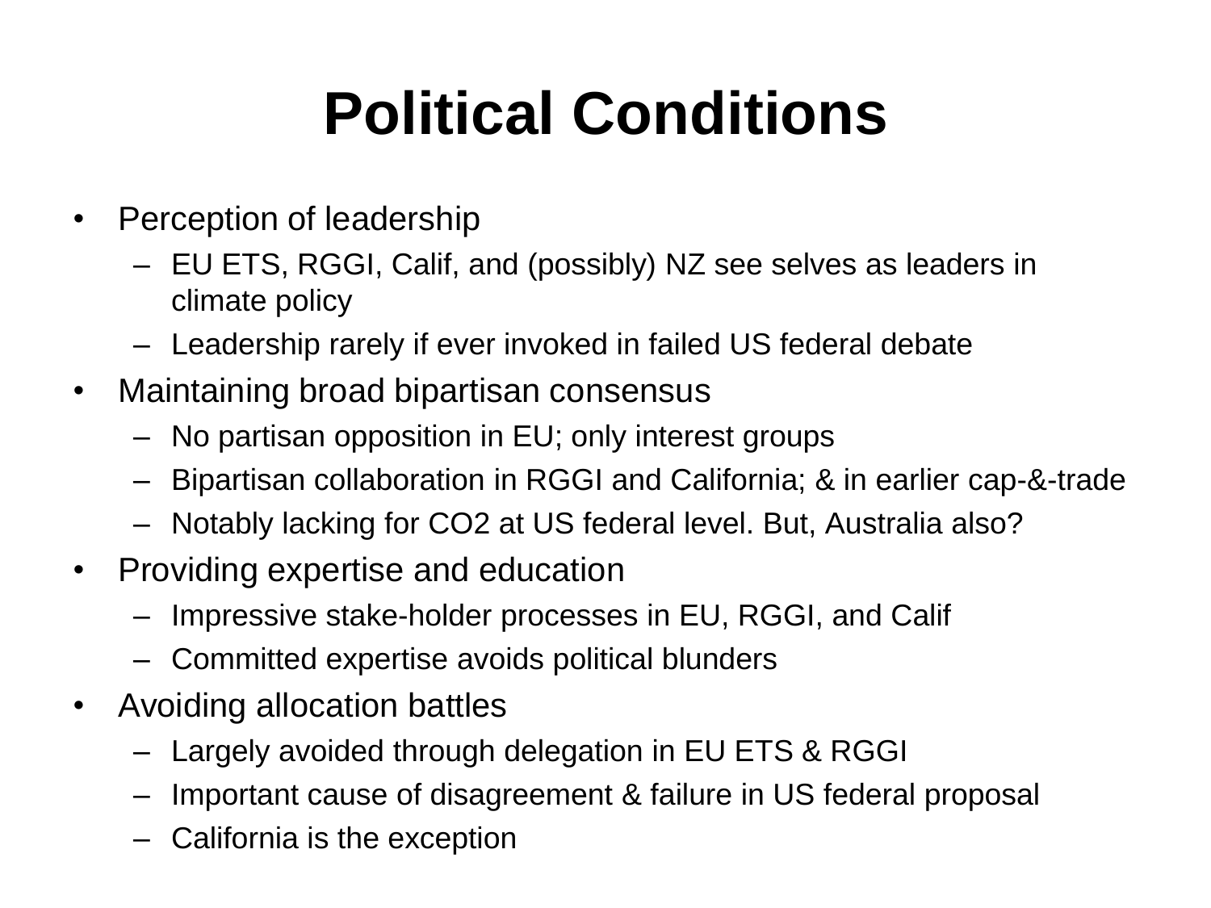# Political Conditions

- Perception of leadership
  - EU ETS, RGGI, Calif, and (possibly) NZ see selves as leaders in climate policy
  - Leadership rarely if ever invoked in failed US federal debate
- Maintaining broad bipartisan consensus
  - No partisan opposition in EU; only interest groups
  - Bipartisan collaboration in RGGI and California; & in earlier cap-&-trade
  - Notably lacking for $CO_2$ at US federal level. But, Australia also?
- Providing expertise and education
  - Impressive stake-holder processes in EU, RGGI, and Calif
  - Committed expertise avoids political blunders
- Avoiding allocation battles
  - Largely avoided through delegation in EU ETS & RGGI
  - Important cause of disagreement & failure in US federal proposal
  - California is the exception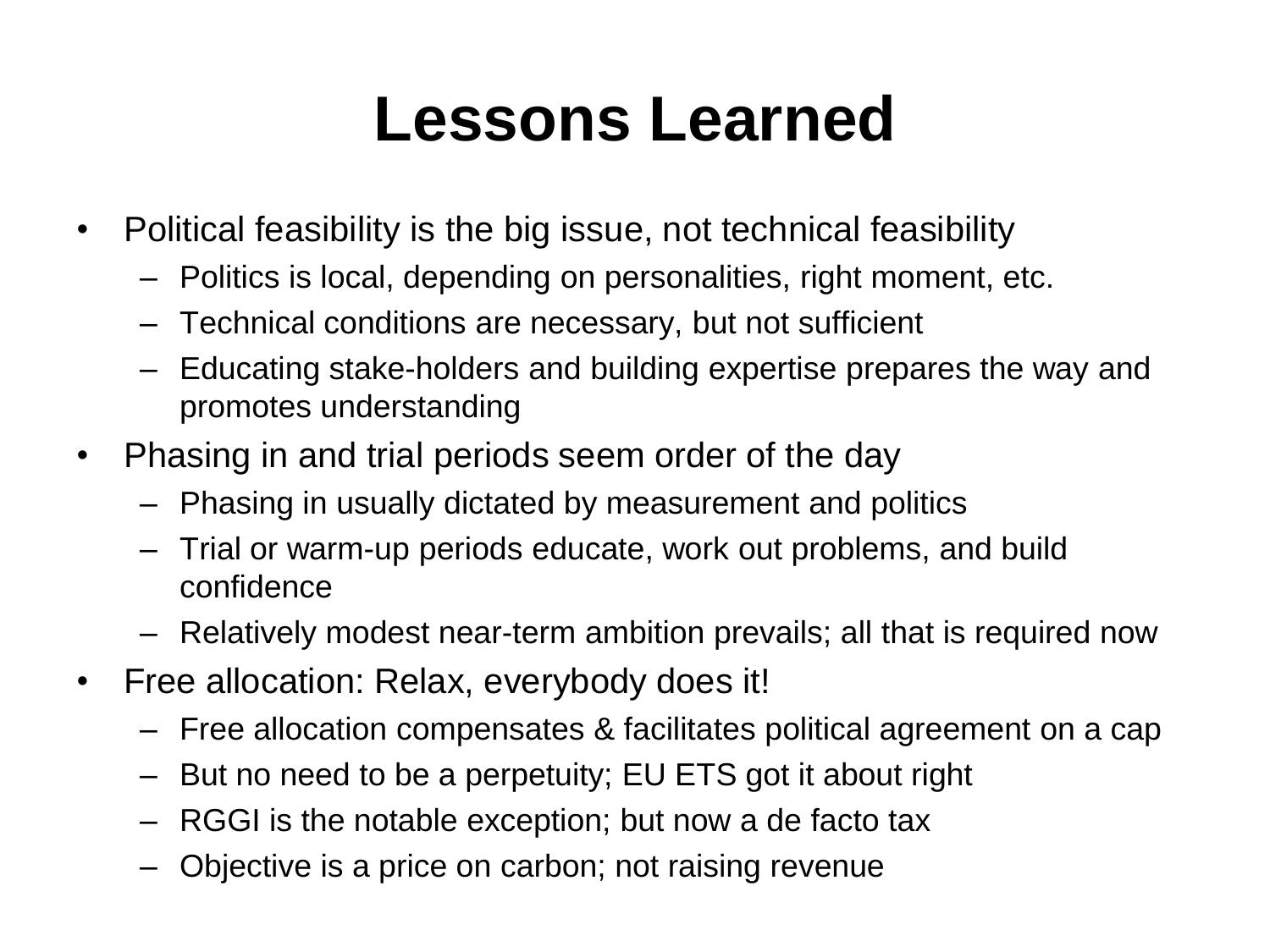# Lessons Learned

- Political feasibility is the big issue, not technical feasibility
  - Politics is local, depending on personalities, right moment, etc.
  - Technical conditions are necessary, but not sufficient
  - Educating stake-holders and building expertise prepares the way and promotes understanding
- Phasing in and trial periods seem order of the day
  - Phasing in usually dictated by measurement and politics
  - Trial or warm-up periods educate, work out problems, and build confidence
  - Relatively modest near-term ambition prevails; all that is required now
- Free allocation: Relax, everybody does it!
  - Free allocation compensates & facilitates political agreement on a cap
  - But no need to be a perpetuity; EU ETS got it about right
  - RGGI is the notable exception; but now a de facto tax
  - Objective is a price on carbon; not raising revenue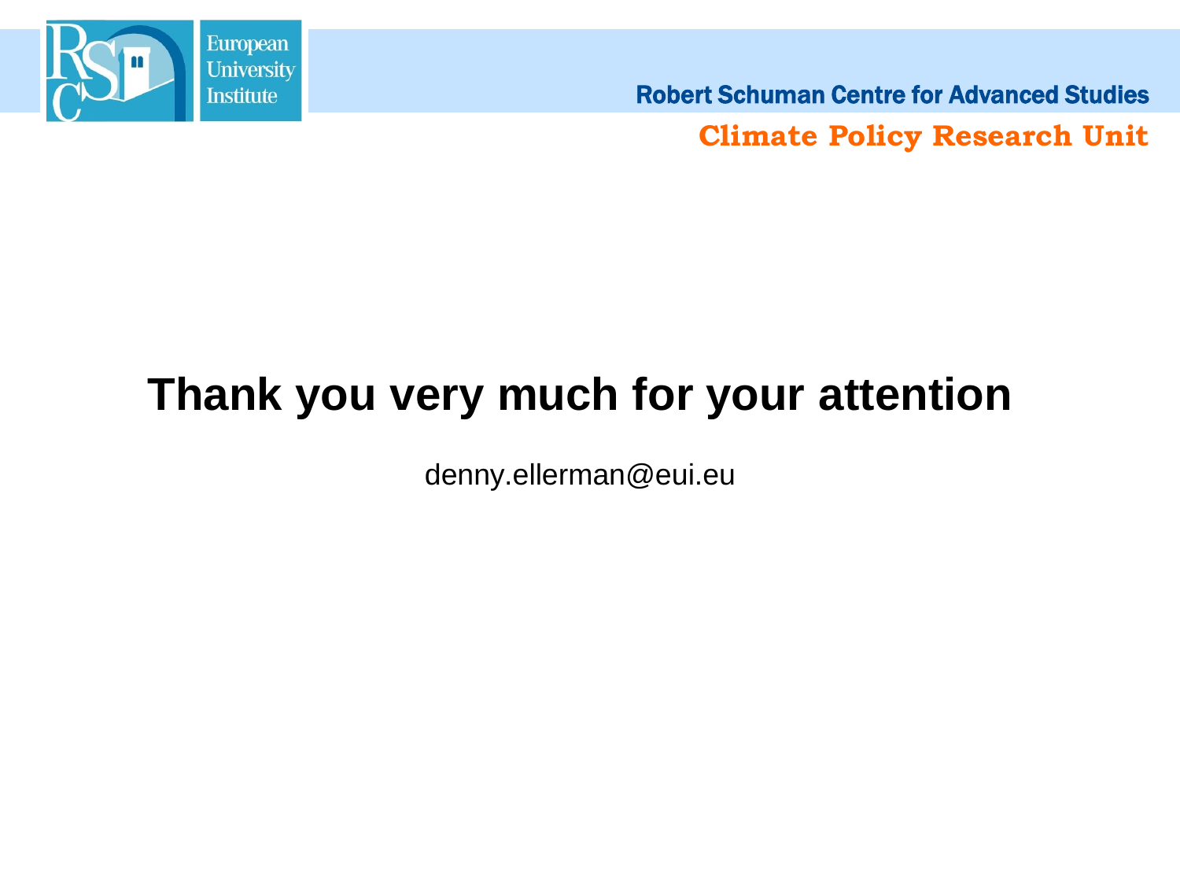# Thank you very much for your attention

denny.ellerman@eui.eu